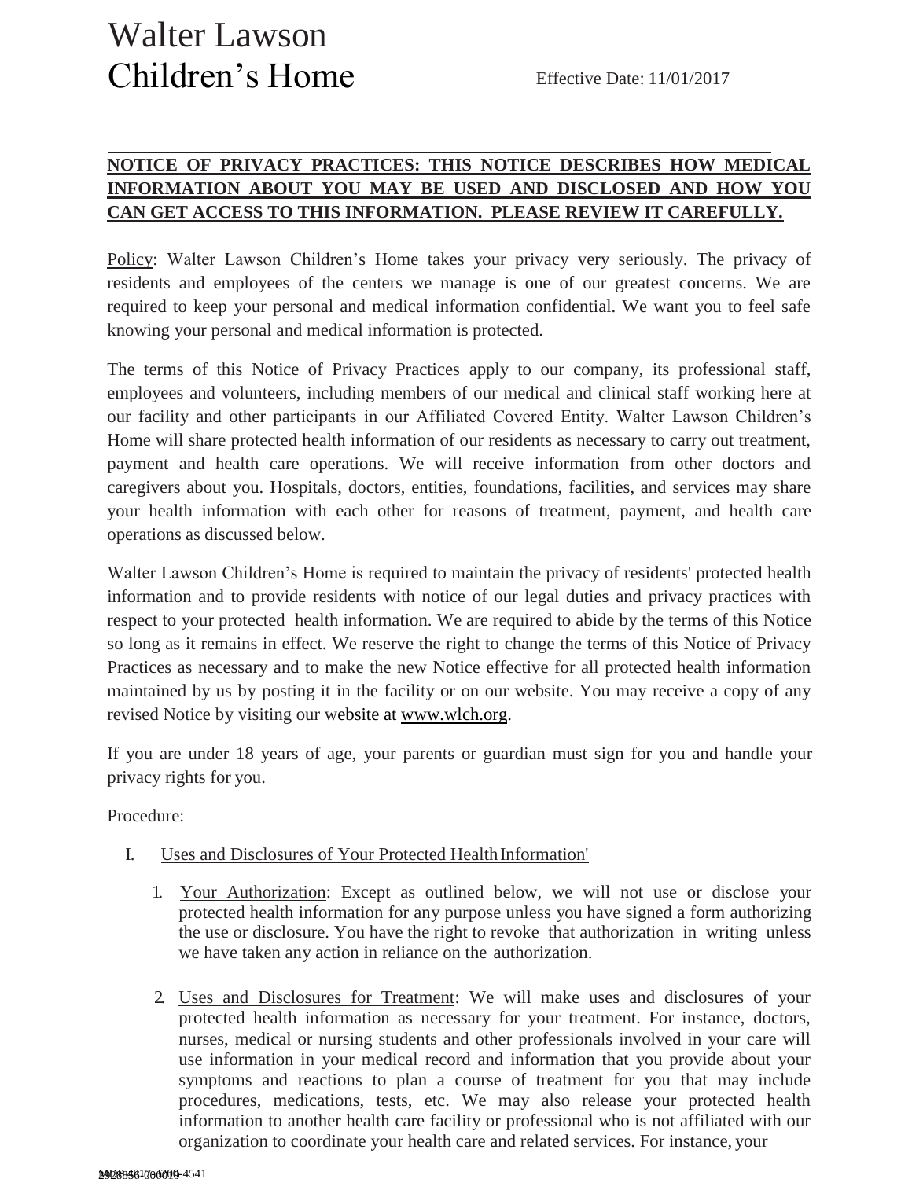# Walter Lawson Children's Home

Effective Date: 11/01/2017

**NOTICE OF PRIVACY PRACTICES: THIS NOTICE DESCRIBES HOW MEDICAL INFORMATION ABOUT YOU MAY BE USED AND DISCLOSED AND HOW YOU CAN GET ACCESS TO THIS INFORMATION. PLEASE REVIEW IT CAREFULLY.**

Policy: Walter Lawson Children's Home takes your privacy very seriously. The privacy of residents and employees of the centers we manage is one of our greatest concerns. We are required to keep your personal and medical information confidential. We want you to feel safe knowing your personal and medical information is protected.

The terms of this Notice of Privacy Practices apply to our company, its professional staff, employees and volunteers, including members of our medical and clinical staff working here at our facility and other participants in our Affiliated Covered Entity. Walter Lawson Children's Home will share protected health information of our residents as necessary to carry out treatment, payment and health care operations. We will receive information from other doctors and caregivers about you. Hospitals, doctors, entities, foundations, facilities, and services may share your health information with each other for reasons of treatment, payment, and health care operations as discussed below.

Walter Lawson Children's Home is required to maintain the privacy of residents' protected health information and to provide residents with notice of our legal duties and privacy practices with respect to your protected health information. We are required to abide by the terms of this Notice so long as it remains in effect. We reserve the right to change the terms of this Notice of Privacy Practices as necessary and to make the new Notice effective for all protected health information maintained by us by posting it in the facility or on our website. You may receive a copy of any revised Notice by visiting our website at www.wlch.org.

If you are under 18 years of age, your parents or guardian must sign for you and handle your privacy rights for you.

Procedure:

I. Uses and Disclosures of Your Protected Health Information'

1. Your Authorization: Except as outlined below, we will not use or disclose your protected health information for any purpose unless you have signed a form authorizing the use or disclosure. You have the right to revoke that authorization in writing unless we have taken any action in reliance on the authorization.

2. Uses and Disclosures for Treatment: We will make uses and disclosures of your protected health information as necessary for your treatment. For instance, doctors, nurses, medical or nursing students and other professionals involved in your care will use information in your medical record and information that you provide about your symptoms and reactions to plan a course of treatment for you that may include procedures, medications, tests, etc. We may also release your protected health information to another health care facility or professional who is not affiliated with our organization to coordinate your health care and related services. For instance, your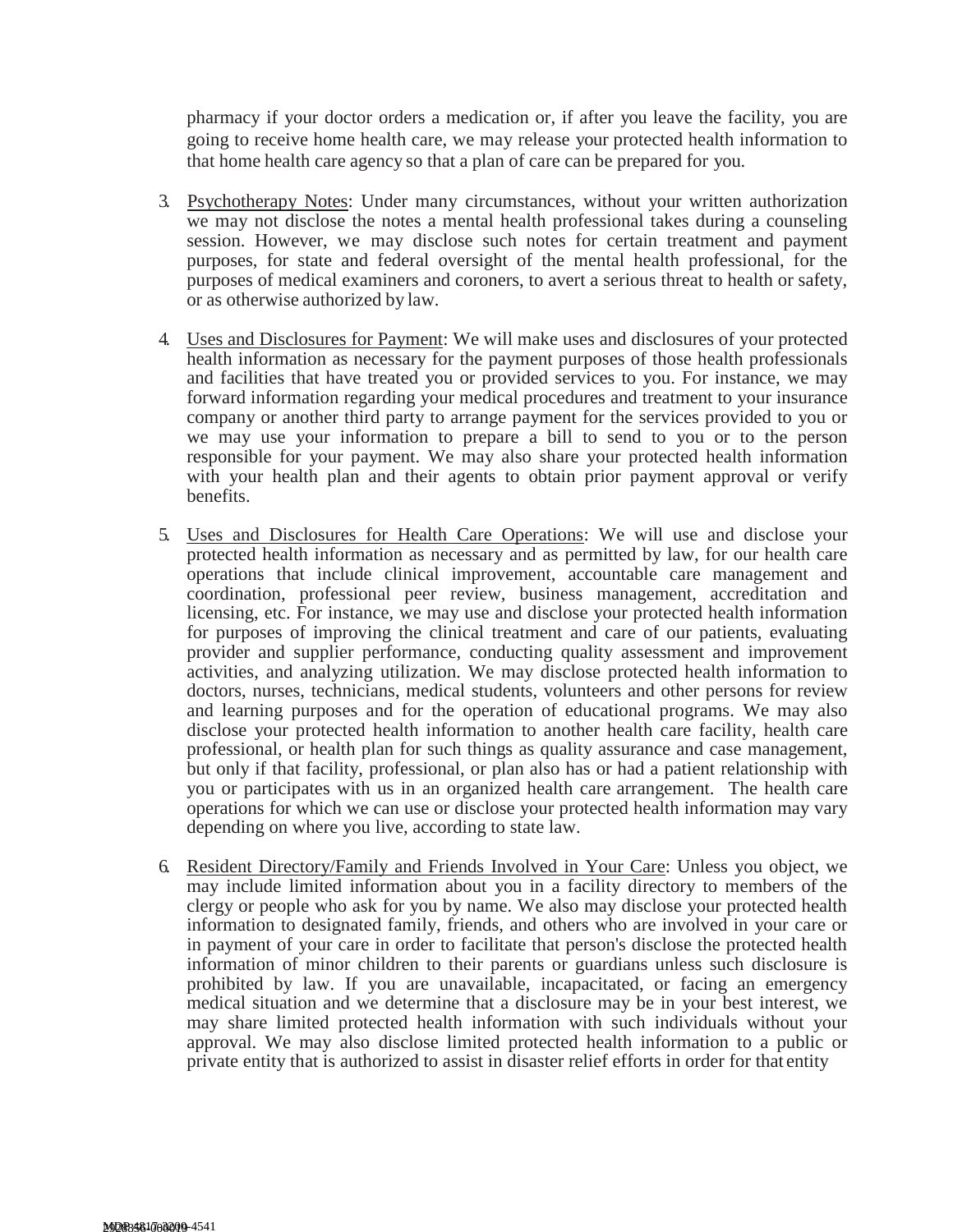pharmacy if your doctor orders a medication or, if after you leave the facility, you are going to receive home health care, we may release your protected health information to that home health care agency so that a plan of care can be prepared for you.

3. Psychotherapy Notes: Under many circumstances, without your written authorization we may not disclose the notes a mental health professional takes during a counseling session. However, we may disclose such notes for certain treatment and payment purposes, for state and federal oversight of the mental health professional, for the purposes of medical examiners and coroners, to avert a serious threat to health or safety, or as otherwise authorized by law.

4. Uses and Disclosures for Payment: We will make uses and disclosures of your protected health information as necessary for the payment purposes of those health professionals and facilities that have treated you or provided services to you. For instance, we may forward information regarding your medical procedures and treatment to your insurance company or another third party to arrange payment for the services provided to you or we may use your information to prepare a bill to send to you or to the person responsible for your payment. We may also share your protected health information with your health plan and their agents to obtain prior payment approval or verify benefits.

5. Uses and Disclosures for Health Care Operations: We will use and disclose your protected health information as necessary and as permitted by law, for our health care operations that include clinical improvement, accountable care management and coordination, professional peer review, business management, accreditation and licensing, etc. For instance, we may use and disclose your protected health information for purposes of improving the clinical treatment and care of our patients, evaluating provider and supplier performance, conducting quality assessment and improvement activities, and analyzing utilization. We may disclose protected health information to doctors, nurses, technicians, medical students, volunteers and other persons for review and learning purposes and for the operation of educational programs. We may also disclose your protected health information to another health care facility, health care professional, or health plan for such things as quality assurance and case management, but only if that facility, professional, or plan also has or had a patient relationship with you or participates with us in an organized health care arrangement. The health care operations for which we can use or disclose your protected health information may vary depending on where you live, according to state law.

6. Resident Directory/Family and Friends Involved in Your Care: Unless you object, we may include limited information about you in a facility directory to members of the clergy or people who ask for you by name. We also may disclose your protected health information to designated family, friends, and others who are involved in your care or in payment of your care in order to facilitate that person's disclose the protected health information of minor children to their parents or guardians unless such disclosure is prohibited by law. If you are unavailable, incapacitated, or facing an emergency medical situation and we determine that a disclosure may be in your best interest, we may share limited protected health information with such individuals without your approval. We may also disclose limited protected health information to a public or private entity that is authorized to assist in disaster relief efforts in order for that entity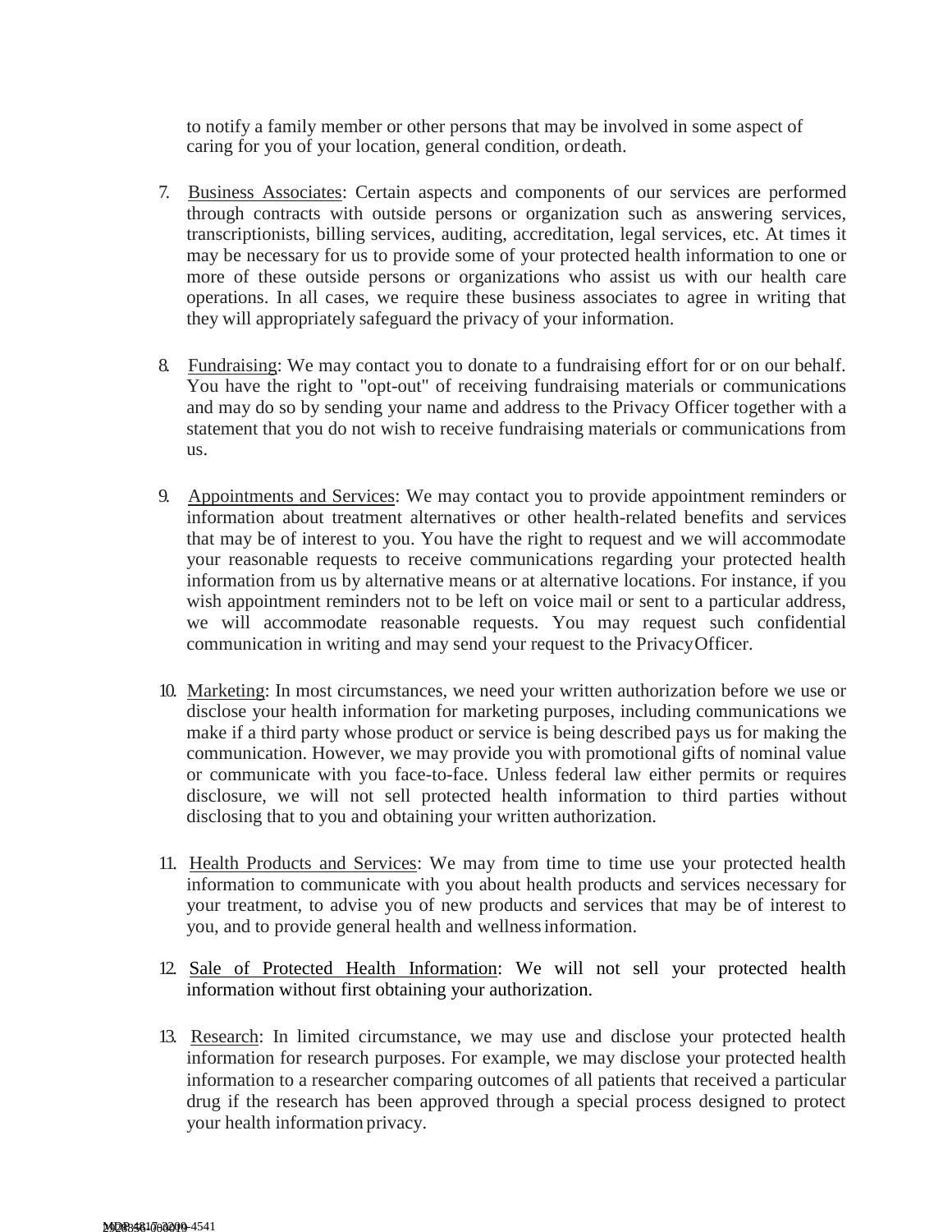to notify a family member or other persons that may be involved in some aspect of caring for you of your location, general condition, or death.

7. Business Associates: Certain aspects and components of our services are performed through contracts with outside persons or organization such as answering services, transcriptionists, billing services, auditing, accreditation, legal services, etc. At times it may be necessary for us to provide some of your protected health information to one or more of these outside persons or organizations who assist us with our health care operations. In all cases, we require these business associates to agree in writing that they will appropriately safeguard the privacy of your information.

8. Fundraising: We may contact you to donate to a fundraising effort for or on our behalf. You have the right to "opt-out" of receiving fundraising materials or communications and may do so by sending your name and address to the Privacy Officer together with a statement that you do not wish to receive fundraising materials or communications from us.

9. Appointments and Services: We may contact you to provide appointment reminders or information about treatment alternatives or other health-related benefits and services that may be of interest to you. You have the right to request and we will accommodate your reasonable requests to receive communications regarding your protected health information from us by alternative means or at alternative locations. For instance, if you wish appointment reminders not to be left on voice mail or sent to a particular address, we will accommodate reasonable requests. You may request such confidential communication in writing and may send your request to the Privacy Officer.

10. Marketing: In most circumstances, we need your written authorization before we use or disclose your health information for marketing purposes, including communications we make if a third party whose product or service is being described pays us for making the communication. However, we may provide you with promotional gifts of nominal value or communicate with you face-to-face. Unless federal law either permits or requires disclosure, we will not sell protected health information to third parties without disclosing that to you and obtaining your written authorization.

11. Health Products and Services: We may from time to time use your protected health information to communicate with you about health products and services necessary for your treatment, to advise you of new products and services that may be of interest to you, and to provide general health and wellness information.

12. Sale of Protected Health Information: We will not sell your protected health information without first obtaining your authorization.

13. Research: In limited circumstance, we may use and disclose your protected health information for research purposes. For example, we may disclose your protected health information to a researcher comparing outcomes of all patients that received a particular drug if the research has been approved through a special process designed to protect your health information privacy.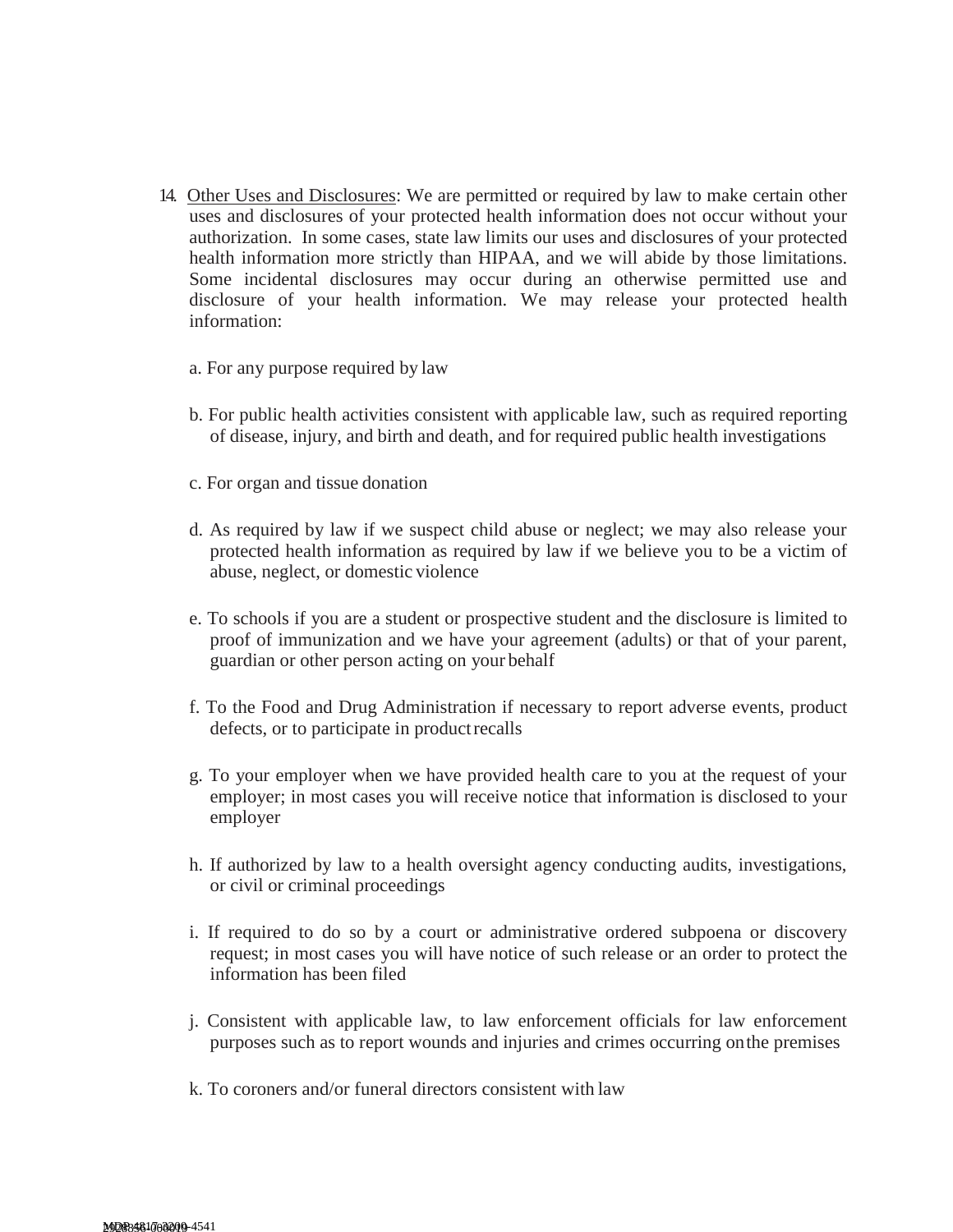14. Other Uses and Disclosures: We are permitted or required by law to make certain other uses and disclosures of your protected health information does not occur without your authorization. In some cases, state law limits our uses and disclosures of your protected health information more strictly than HIPAA, and we will abide by those limitations. Some incidental disclosures may occur during an otherwise permitted use and disclosure of your health information. We may release your protected health information:

    a. For any purpose required by law

    b. For public health activities consistent with applicable law, such as required reporting of disease, injury, and birth and death, and for required public health investigations

    c. For organ and tissue donation

    d. As required by law if we suspect child abuse or neglect; we may also release your protected health information as required by law if we believe you to be a victim of abuse, neglect, or domestic violence

    e. To schools if you are a student or prospective student and the disclosure is limited to proof of immunization and we have your agreement (adults) or that of your parent, guardian or other person acting on your behalf

    f. To the Food and Drug Administration if necessary to report adverse events, product defects, or to participate in product recalls

    g. To your employer when we have provided health care to you at the request of your employer; in most cases you will receive notice that information is disclosed to your employer

    h. If authorized by law to a health oversight agency conducting audits, investigations, or civil or criminal proceedings

    i. If required to do so by a court or administrative ordered subpoena or discovery request; in most cases you will have notice of such release or an order to protect the information has been filed

    j. Consistent with applicable law, to law enforcement officials for law enforcement purposes such as to report wounds and injuries and crimes occurring on the premises

    k. To coroners and/or funeral directors consistent with law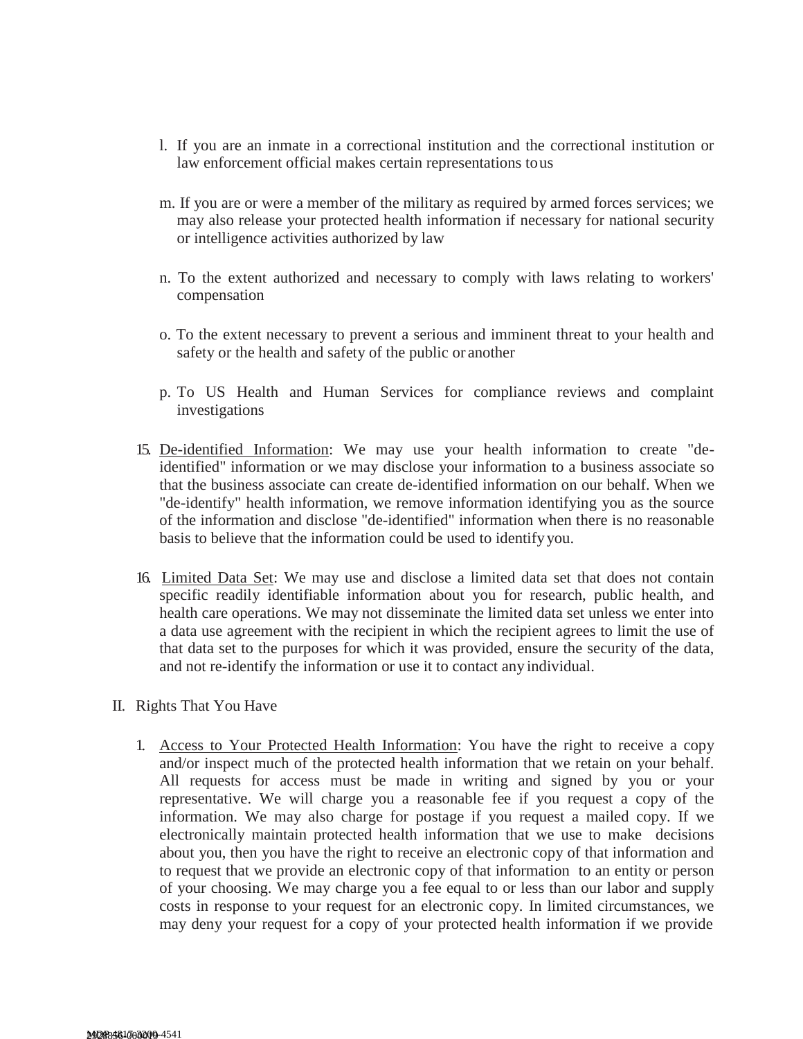l. If you are an inmate in a correctional institution and the correctional institution or law enforcement official makes certain representations to us

m. If you are or were a member of the military as required by armed forces services; we may also release your protected health information if necessary for national security or intelligence activities authorized by law

n. To the extent authorized and necessary to comply with laws relating to workers' compensation

o. To the extent necessary to prevent a serious and imminent threat to your health and safety or the health and safety of the public or another

p. To US Health and Human Services for compliance reviews and complaint investigations

15. <u>De-identified Information</u>: We may use your health information to create "de-identified" information or we may disclose your information to a business associate so that the business associate can create de-identified information on our behalf. When we "de-identify" health information, we remove information identifying you as the source of the information and disclose "de-identified" information when there is no reasonable basis to believe that the information could be used to identify you.

16. <u>Limited Data Set</u>: We may use and disclose a limited data set that does not contain specific readily identifiable information about you for research, public health, and health care operations. We may not disseminate the limited data set unless we enter into a data use agreement with the recipient in which the recipient agrees to limit the use of that data set to the purposes for which it was provided, ensure the security of the data, and not re-identify the information or use it to contact any individual.

II. Rights That You Have

1. <u>Access to Your Protected Health Information</u>: You have the right to receive a copy and/or inspect much of the protected health information that we retain on your behalf. All requests for access must be made in writing and signed by you or your representative. We will charge you a reasonable fee if you request a copy of the information. We may also charge for postage if you request a mailed copy. If we electronically maintain protected health information that we use to make decisions about you, then you have the right to receive an electronic copy of that information and to request that we provide an electronic copy of that information to an entity or person of your choosing. We may charge you a fee equal to or less than our labor and supply costs in response to your request for an electronic copy. In limited circumstances, we may deny your request for a copy of your protected health information if we provide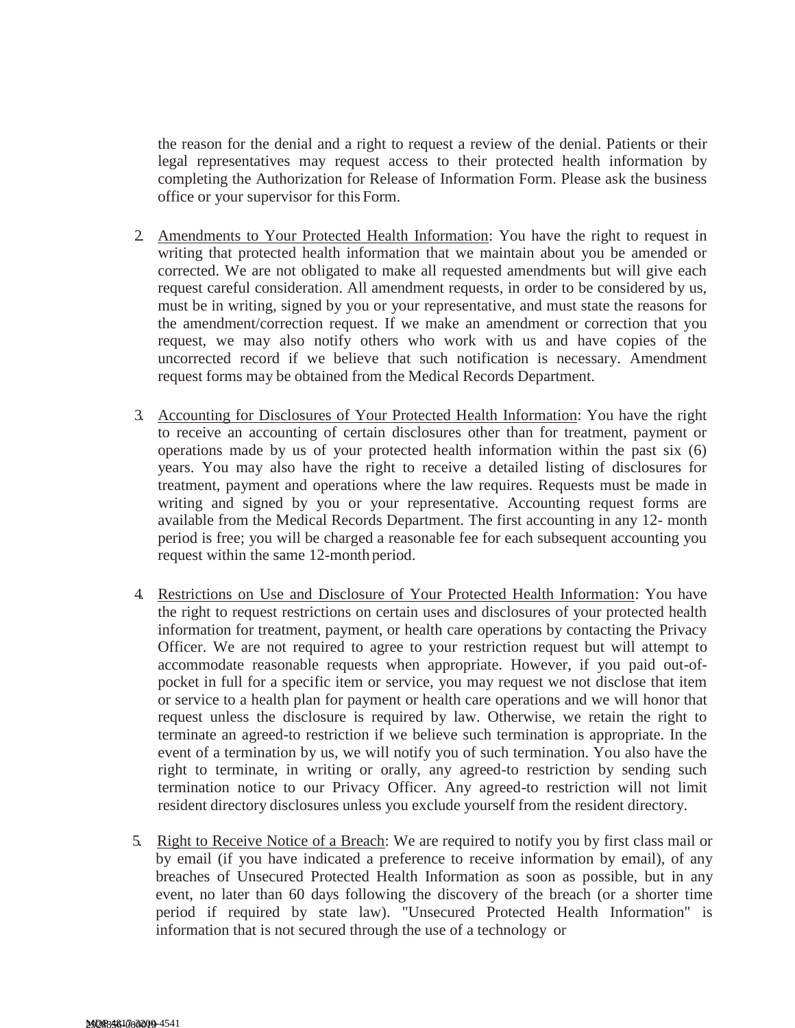the reason for the denial and a right to request a review of the denial. Patients or their legal representatives may request access to their protected health information by completing the Authorization for Release of Information Form. Please ask the business office or your supervisor for this Form.

2. Amendments to Your Protected Health Information: You have the right to request in writing that protected health information that we maintain about you be amended or corrected. We are not obligated to make all requested amendments but will give each request careful consideration. All amendment requests, in order to be considered by us, must be in writing, signed by you or your representative, and must state the reasons for the amendment/correction request. If we make an amendment or correction that you request, we may also notify others who work with us and have copies of the uncorrected record if we believe that such notification is necessary. Amendment request forms may be obtained from the Medical Records Department.

3. Accounting for Disclosures of Your Protected Health Information: You have the right to receive an accounting of certain disclosures other than for treatment, payment or operations made by us of your protected health information within the past six (6) years. You may also have the right to receive a detailed listing of disclosures for treatment, payment and operations where the law requires. Requests must be made in writing and signed by you or your representative. Accounting request forms are available from the Medical Records Department. The first accounting in any 12- month period is free; you will be charged a reasonable fee for each subsequent accounting you request within the same 12-month period.

4. Restrictions on Use and Disclosure of Your Protected Health Information: You have the right to request restrictions on certain uses and disclosures of your protected health information for treatment, payment, or health care operations by contacting the Privacy Officer. We are not required to agree to your restriction request but will attempt to accommodate reasonable requests when appropriate. However, if you paid out-of-pocket in full for a specific item or service, you may request we not disclose that item or service to a health plan for payment or health care operations and we will honor that request unless the disclosure is required by law. Otherwise, we retain the right to terminate an agreed-to restriction if we believe such termination is appropriate. In the event of a termination by us, we will notify you of such termination. You also have the right to terminate, in writing or orally, any agreed-to restriction by sending such termination notice to our Privacy Officer. Any agreed-to restriction will not limit resident directory disclosures unless you exclude yourself from the resident directory.

5. Right to Receive Notice of a Breach: We are required to notify you by first class mail or by email (if you have indicated a preference to receive information by email), of any breaches of Unsecured Protected Health Information as soon as possible, but in any event, no later than 60 days following the discovery of the breach (or a shorter time period if required by state law). "Unsecured Protected Health Information" is information that is not secured through the use of a technology or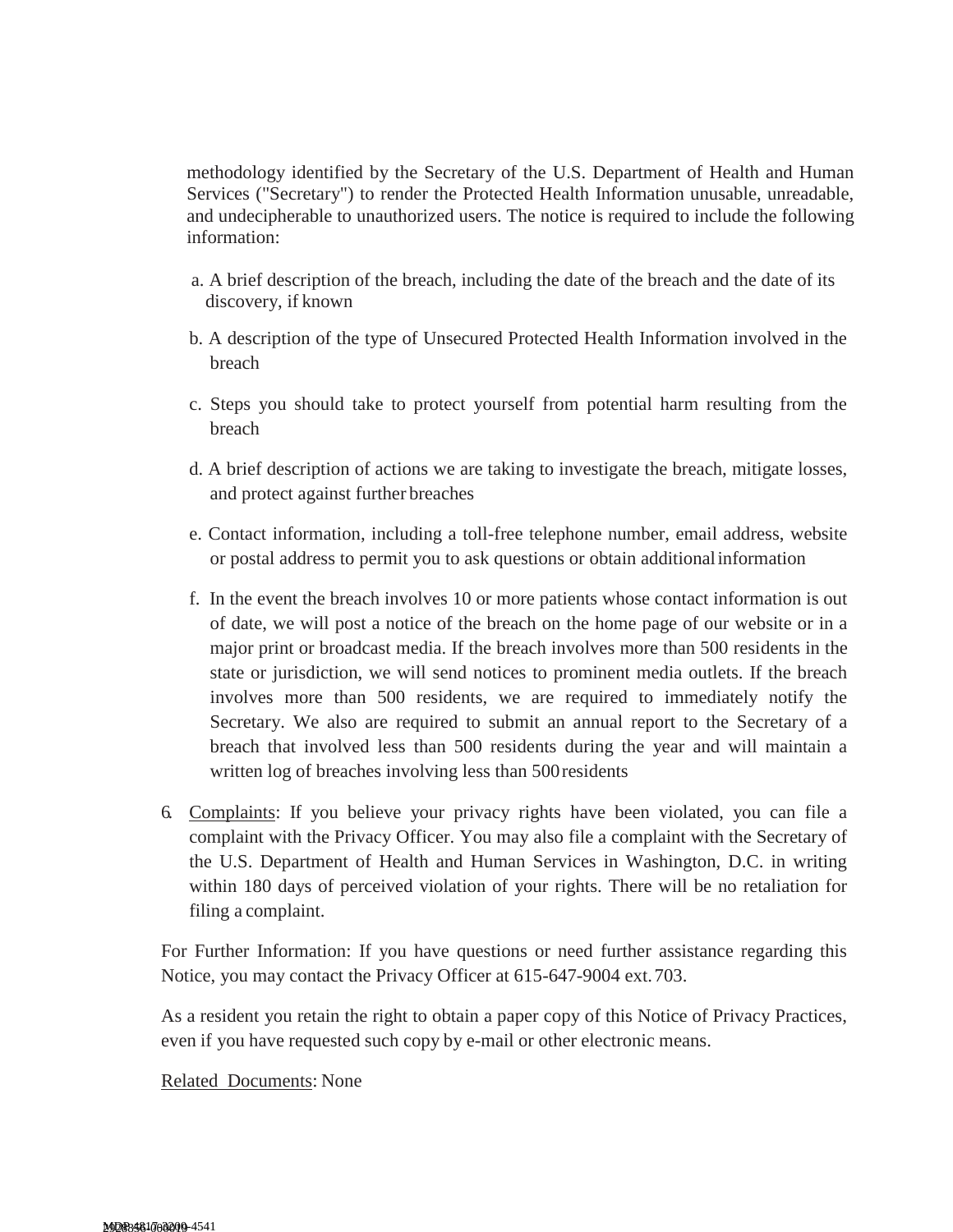methodology identified by the Secretary of the U.S. Department of Health and Human Services ("Secretary") to render the Protected Health Information unusable, unreadable, and undecipherable to unauthorized users. The notice is required to include the following information:

a. A brief description of the breach, including the date of the breach and the date of its discovery, if known

b. A description of the type of Unsecured Protected Health Information involved in the breach

c. Steps you should take to protect yourself from potential harm resulting from the breach

d. A brief description of actions we are taking to investigate the breach, mitigate losses, and protect against further breaches

e. Contact information, including a toll-free telephone number, email address, website or postal address to permit you to ask questions or obtain additional information

f. In the event the breach involves 10 or more patients whose contact information is out of date, we will post a notice of the breach on the home page of our website or in a major print or broadcast media. If the breach involves more than 500 residents in the state or jurisdiction, we will send notices to prominent media outlets. If the breach involves more than 500 residents, we are required to immediately notify the Secretary. We also are required to submit an annual report to the Secretary of a breach that involved less than 500 residents during the year and will maintain a written log of breaches involving less than 500 residents

6. Complaints: If you believe your privacy rights have been violated, you can file a complaint with the Privacy Officer. You may also file a complaint with the Secretary of the U.S. Department of Health and Human Services in Washington, D.C. in writing within 180 days of perceived violation of your rights. There will be no retaliation for filing a complaint.

For Further Information: If you have questions or need further assistance regarding this Notice, you may contact the Privacy Officer at 615-647-9004 ext. 703.

As a resident you retain the right to obtain a paper copy of this Notice of Privacy Practices, even if you have requested such copy by e-mail or other electronic means.

Related Documents: None